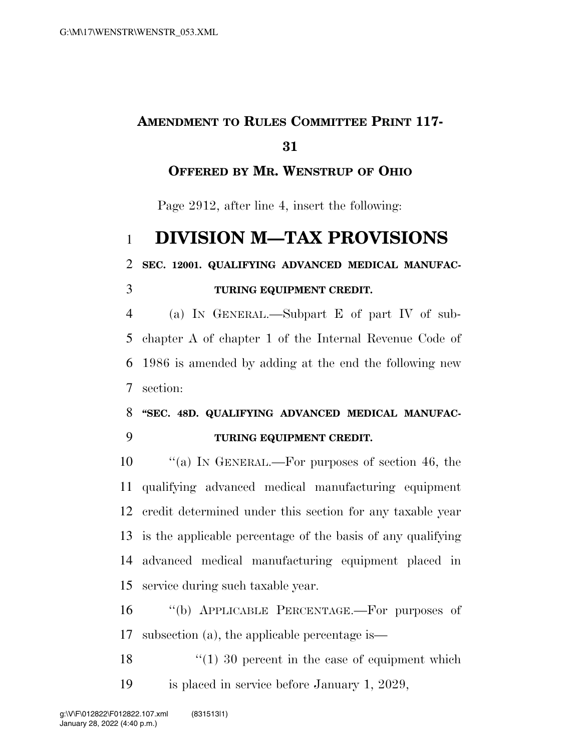**AMENDMENT TO RULES COMMITTEE PRINT 117-31**

**OFFERED BY MR. WENSTRUP OF OHIO**

Page 2912, after line 4, insert the following:

# DIVISION M—TAX PROVISIONS

**SEC. 12001. QUALIFYING ADVANCED MEDICAL MANUFACTURING EQUIPMENT CREDIT.**

(a) IN GENERAL.—Subpart E of part IV of subchapter A of chapter 1 of the Internal Revenue Code of 1986 is amended by adding at the end the following new section:

**"SEC. 48D. QUALIFYING ADVANCED MEDICAL MANUFACTURING EQUIPMENT CREDIT.**

"(a) IN GENERAL.—For purposes of section 46, the qualifying advanced medical manufacturing equipment credit determined under this section for any taxable year is the applicable percentage of the basis of any qualifying advanced medical manufacturing equipment placed in service during such taxable year.

"(b) APPLICABLE PERCENTAGE.—For purposes of subsection (a), the applicable percentage is—

"(1) 30 percent in the case of equipment which is placed in service before January 1, 2029,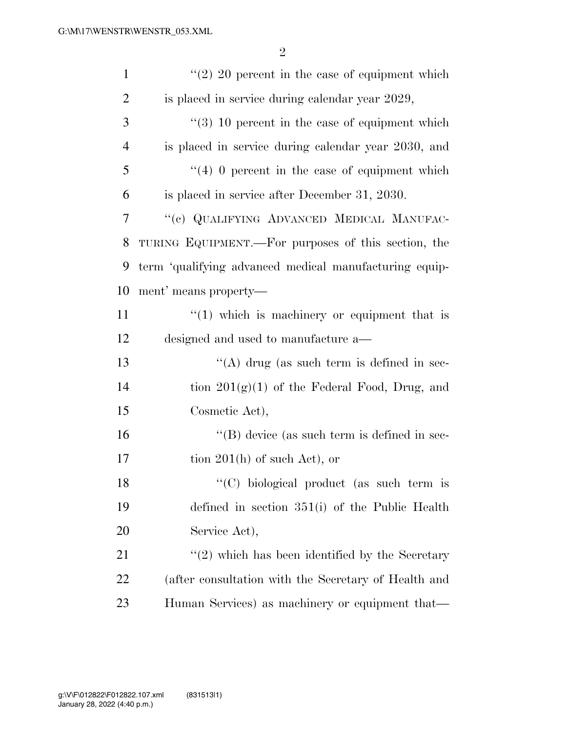''(2) 20 percent in the case of equipment which is placed in service during calendar year 2029,

''(3) 10 percent in the case of equipment which is placed in service during calendar year 2030, and

''(4) 0 percent in the case of equipment which is placed in service after December 31, 2030.

''(c) QUALIFYING ADVANCED MEDICAL MANUFACTURING EQUIPMENT.—For purposes of this section, the term 'qualifying advanced medical manufacturing equipment' means property—

''(1) which is machinery or equipment that is designed and used to manufacture a—

''(A) drug (as such term is defined in section 201(g)(1) of the Federal Food, Drug, and Cosmetic Act),

''(B) device (as such term is defined in section 201(h) of such Act), or

''(C) biological product (as such term is defined in section 351(i) of the Public Health Service Act),

''(2) which has been identified by the Secretary (after consultation with the Secretary of Health and Human Services) as machinery or equipment that—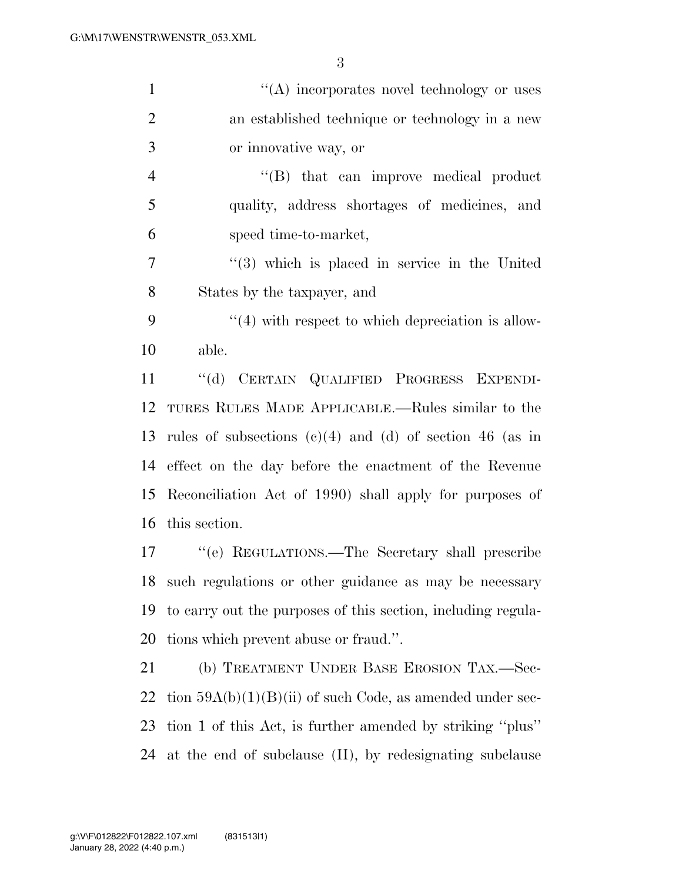"(A) incorporates novel technology or uses an established technique or technology in a new or innovative way, or

"(B) that can improve medical product quality, address shortages of medicines, and speed time-to-market,

"(3) which is placed in service in the United States by the taxpayer, and

"(4) with respect to which depreciation is allowable.

"(d) CERTAIN QUALIFIED PROGRESS EXPENDITURES RULES MADE APPLICABLE.—Rules similar to the rules of subsections (c)(4) and (d) of section 46 (as in effect on the day before the enactment of the Revenue Reconciliation Act of 1990) shall apply for purposes of this section.

"(e) REGULATIONS.—The Secretary shall prescribe such regulations or other guidance as may be necessary to carry out the purposes of this section, including regulations which prevent abuse or fraud.".

(b) TREATMENT UNDER BASE EROSION TAX.—Section 59A(b)(1)(B)(ii) of such Code, as amended under section 1 of this Act, is further amended by striking "plus" at the end of subclause (II), by redesignating subclause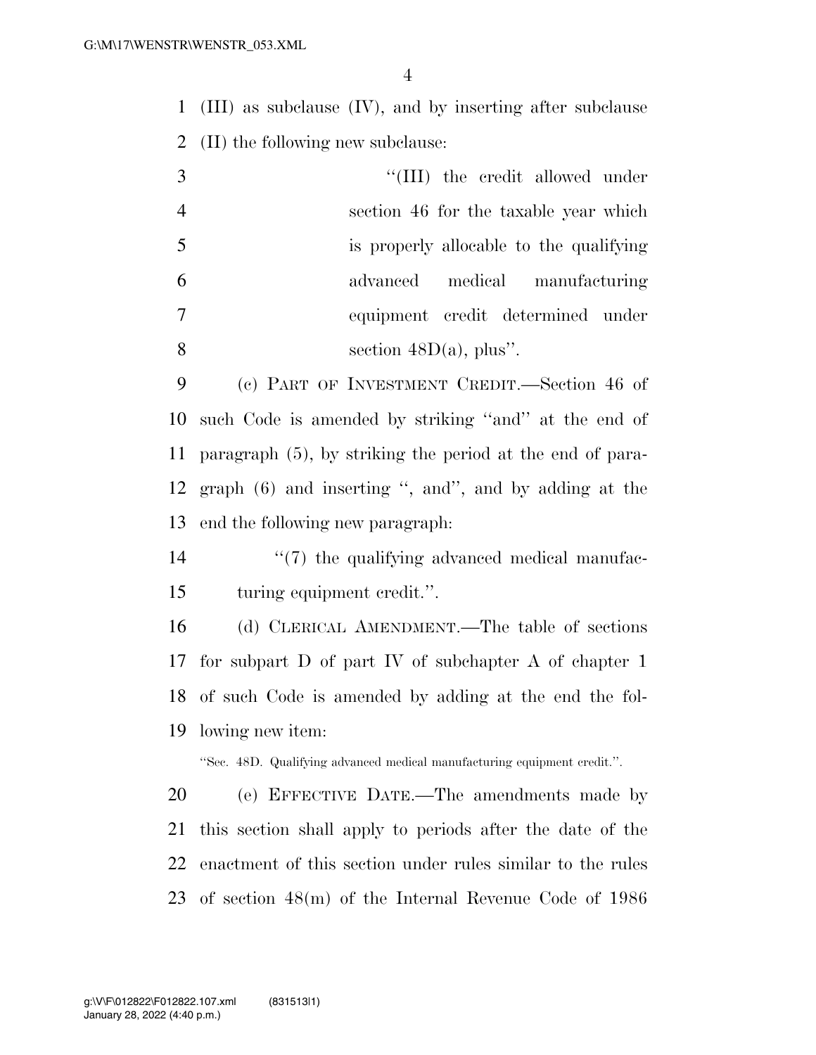(III) as subclause (IV), and by inserting after subclause (II) the following new subclause:

> "(III) the credit allowed under section 46 for the taxable year which is properly allocable to the qualifying advanced medical manufacturing equipment credit determined under section 48D(a), plus".

(c) PART OF INVESTMENT CREDIT.—Section 46 of such Code is amended by striking "and" at the end of paragraph (5), by striking the period at the end of paragraph (6) and inserting ", and", and by adding at the end the following new paragraph:

> "(7) the qualifying advanced medical manufacturing equipment credit.".

(d) CLERICAL AMENDMENT.—The table of sections for subpart D of part IV of subchapter A of chapter 1 of such Code is amended by adding at the end the following new item:

> "Sec. 48D. Qualifying advanced medical manufacturing equipment credit.".

(e) EFFECTIVE DATE.—The amendments made by this section shall apply to periods after the date of the enactment of this section under rules similar to the rules of section 48(m) of the Internal Revenue Code of 1986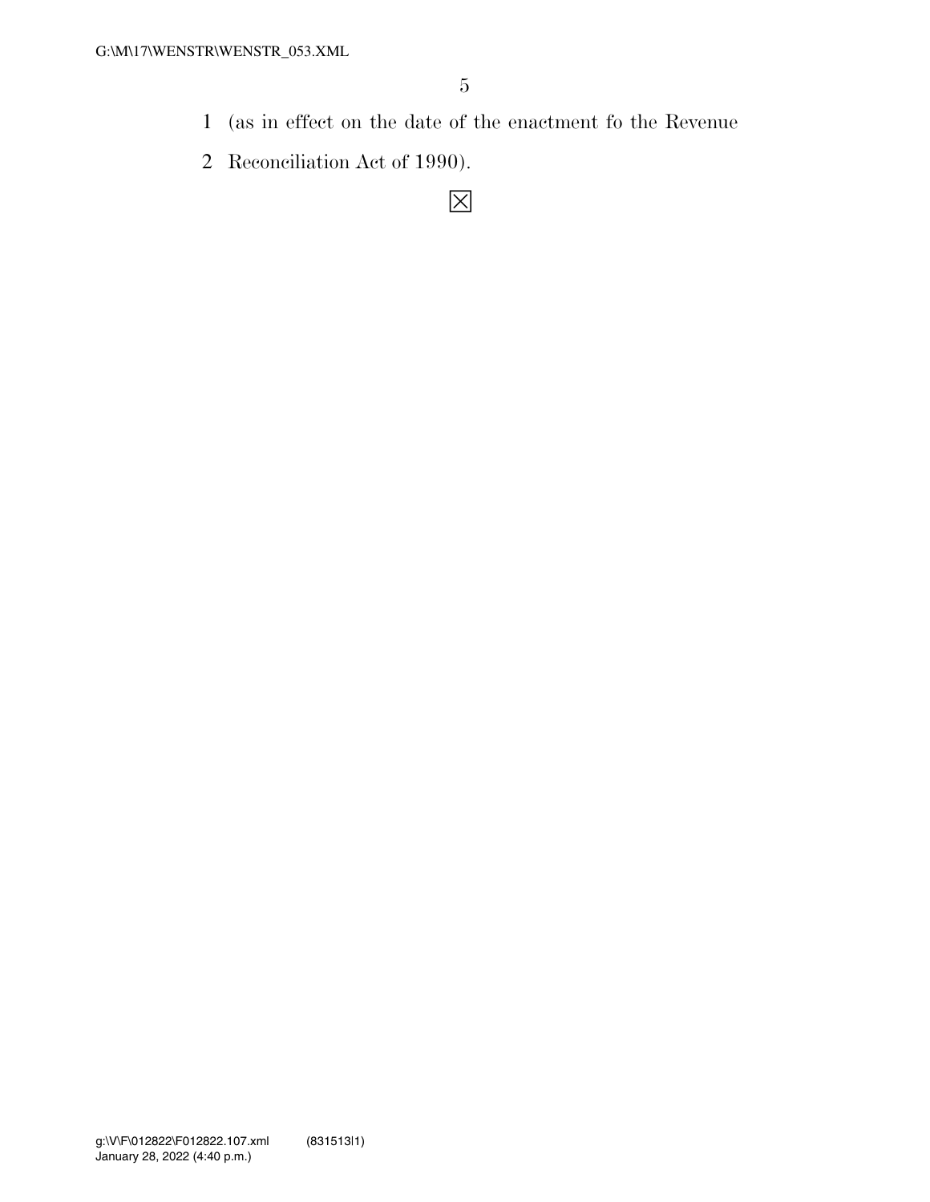(as in effect on the date of the enactment fo the Revenue Reconciliation Act of 1990).